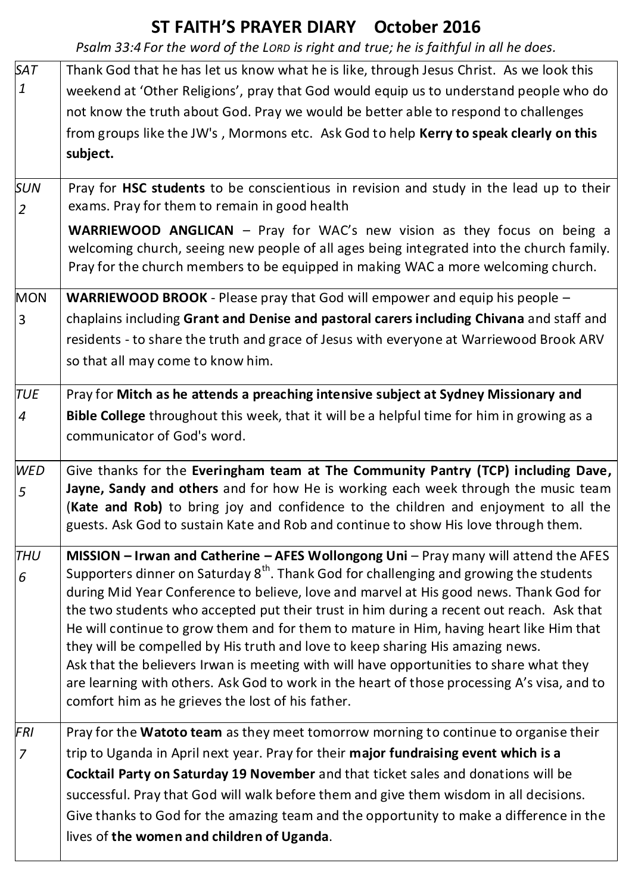# ST FAITH'S PRAYER DIARY October 2016

*Psalm 33:4 For the word of the LORD is right and true; he is faithful in all he does.*

| | |
|---|---|
| *SAT 1* | Thank God that he has let us know what he is like, through Jesus Christ. As we look this weekend at 'Other Religions', pray that God would equip us to understand people who do not know the truth about God. Pray we would be better able to respond to challenges from groups like the JW's , Mormons etc. Ask God to help **Kerry to speak clearly on this subject.** |
| *SUN 2* | Pray for **HSC students** to be conscientious in revision and study in the lead up to their exams. Pray for them to remain in good health<br><br>**WARRIEWOOD ANGLICAN** – Pray for WAC's new vision as they focus on being a welcoming church, seeing new people of all ages being integrated into the church family. Pray for the church members to be equipped in making WAC a more welcoming church. |
| MON 3 | **WARRIEWOOD BROOK** - Please pray that God will empower and equip his people – chaplains including **Grant and Denise and pastoral carers including Chivana** and staff and residents - to share the truth and grace of Jesus with everyone at Warriewood Brook ARV so that all may come to know him. |
| *TUE 4* | Pray for **Mitch as he attends a preaching intensive subject at Sydney Missionary and Bible College** throughout this week, that it will be a helpful time for him in growing as a communicator of God's word. |
| *WED 5* | Give thanks for the **Everingham team at The Community Pantry (TCP) including Dave, Jayne, Sandy and others** and for how He is working each week through the music team (**Kate and Rob)** to bring joy and confidence to the children and enjoyment to all the guests. Ask God to sustain Kate and Rob and continue to show His love through them. |
| *THU 6* | **MISSION – Irwan and Catherine – AFES Wollongong Uni** – Pray many will attend the AFES Supporters dinner on Saturday 8th. Thank God for challenging and growing the students during Mid Year Conference to believe, love and marvel at His good news. Thank God for the two students who accepted put their trust in him during a recent out reach. Ask that He will continue to grow them and for them to mature in Him, having heart like Him that they will be compelled by His truth and love to keep sharing His amazing news.<br>Ask that the believers Irwan is meeting with will have opportunities to share what they are learning with others. Ask God to work in the heart of those processing A's visa, and to comfort him as he grieves the lost of his father. |
| *FRI 7* | Pray for the **Watoto team** as they meet tomorrow morning to continue to organise their trip to Uganda in April next year. Pray for their **major fundraising event which is a Cocktail Party on Saturday 19 November** and that ticket sales and donations will be successful. Pray that God will walk before them and give them wisdom in all decisions. Give thanks to God for the amazing team and the opportunity to make a difference in the lives of **the women and children of Uganda**. |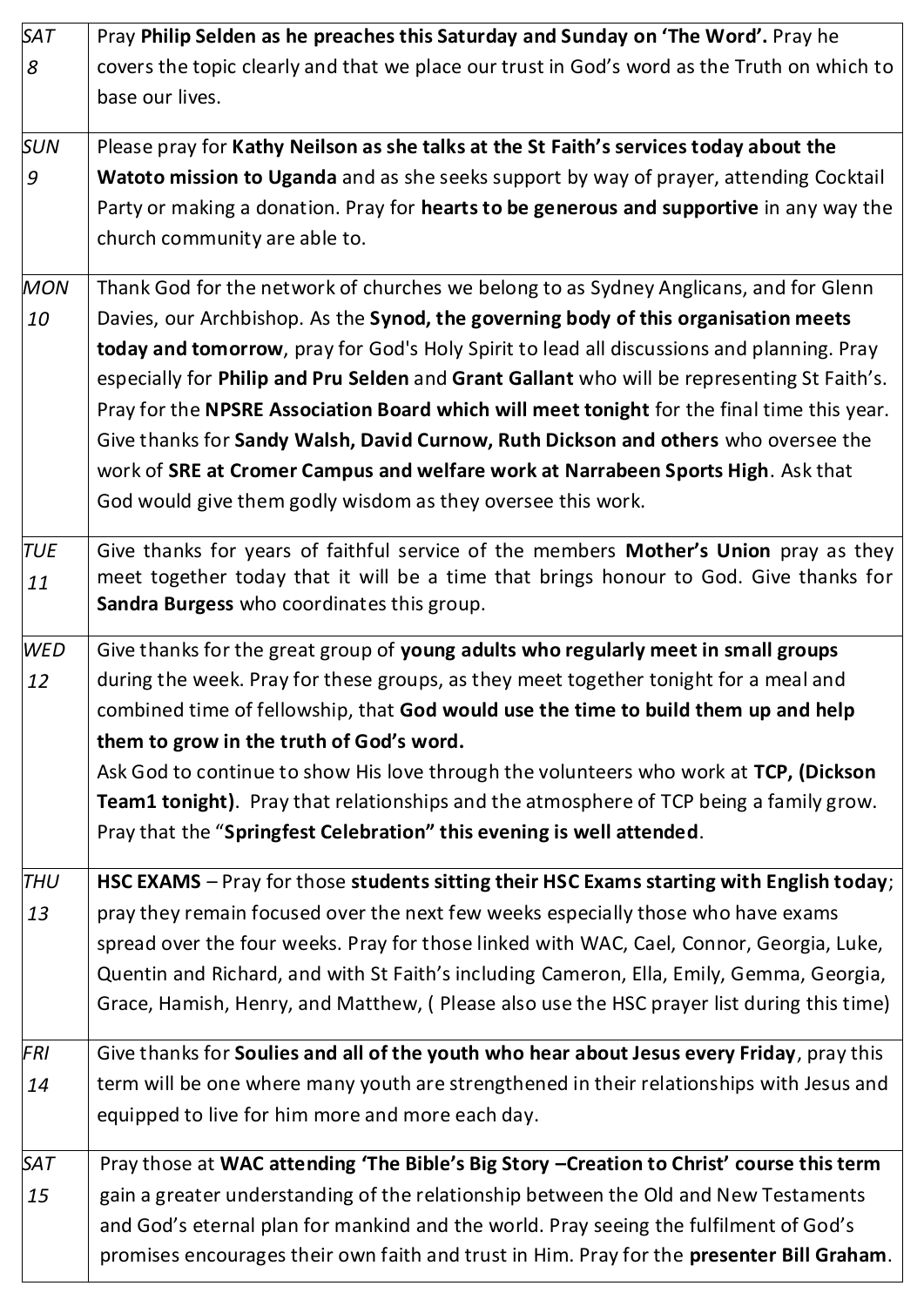| | |
|---|---|
| *SAT 8* | Pray **Philip Selden as he preaches this Saturday and Sunday on 'The Word'.** Pray he covers the topic clearly and that we place our trust in God's word as the Truth on which to base our lives. |
| *SUN 9* | Please pray for **Kathy Neilson as she talks at the St Faith's services today about the Watoto mission to Uganda** and as she seeks support by way of prayer, attending Cocktail Party or making a donation. Pray for **hearts to be generous and supportive** in any way the church community are able to. |
| *MON 10* | Thank God for the network of churches we belong to as Sydney Anglicans, and for Glenn Davies, our Archbishop. As the **Synod, the governing body of this organisation meets today and tomorrow**, pray for God's Holy Spirit to lead all discussions and planning. Pray especially for **Philip and Pru Selden** and **Grant Gallant** who will be representing St Faith's. Pray for the **NPSRE Association Board which will meet tonight** for the final time this year. Give thanks for **Sandy Walsh, David Curnow, Ruth Dickson and others** who oversee the work of **SRE at Cromer Campus and welfare work at Narrabeen Sports High**. Ask that God would give them godly wisdom as they oversee this work. |
| *TUE 11* | Give thanks for years of faithful service of the members **Mother's Union** pray as they meet together today that it will be a time that brings honour to God. Give thanks for **Sandra Burgess** who coordinates this group. |
| *WED 12* | Give thanks for the great group of **young adults who regularly meet in small groups** during the week. Pray for these groups, as they meet together tonight for a meal and combined time of fellowship, that **God would use the time to build them up and help them to grow in the truth of God's word.** Ask God to continue to show His love through the volunteers who work at **TCP, (Dickson Team1 tonight)**. Pray that relationships and the atmosphere of TCP being a family grow. Pray that the "**Springfest Celebration" this evening is well attended**. |
| *THU 13* | **HSC EXAMS** – Pray for those **students sitting their HSC Exams starting with English today**; pray they remain focused over the next few weeks especially those who have exams spread over the four weeks. Pray for those linked with WAC, Cael, Connor, Georgia, Luke, Quentin and Richard, and with St Faith's including Cameron, Ella, Emily, Gemma, Georgia, Grace, Hamish, Henry, and Matthew, ( Please also use the HSC prayer list during this time) |
| *FRI 14* | Give thanks for **Soulies and all of the youth who hear about Jesus every Friday**, pray this term will be one where many youth are strengthened in their relationships with Jesus and equipped to live for him more and more each day. |
| *SAT 15* | Pray those at **WAC attending 'The Bible's Big Story –Creation to Christ' course this term** gain a greater understanding of the relationship between the Old and New Testaments and God's eternal plan for mankind and the world. Pray seeing the fulfilment of God's promises encourages their own faith and trust in Him. Pray for the **presenter Bill Graham**. |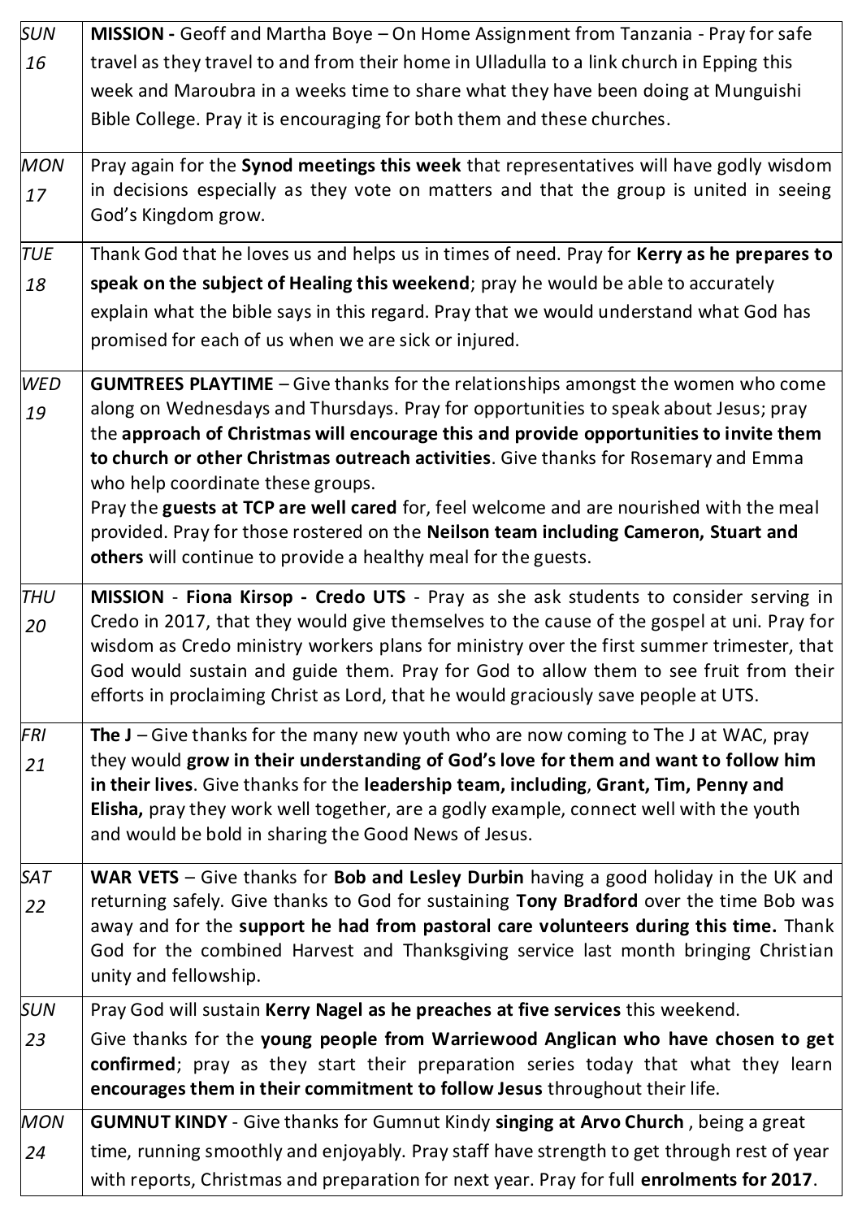| | |
|---|---|
| *SUN 16* | **MISSION -** Geoff and Martha Boye – On Home Assignment from Tanzania - Pray for safe travel as they travel to and from their home in Ulladulla to a link church in Epping this week and Maroubra in a weeks time to share what they have been doing at Munguishi Bible College. Pray it is encouraging for both them and these churches. |
| *MON 17* | Pray again for the **Synod meetings this week** that representatives will have godly wisdom in decisions especially as they vote on matters and that the group is united in seeing God's Kingdom grow. |
| *TUE 18* | Thank God that he loves us and helps us in times of need. Pray for **Kerry as he prepares to speak on the subject of Healing this weekend**; pray he would be able to accurately explain what the bible says in this regard. Pray that we would understand what God has promised for each of us when we are sick or injured. |
| *WED 19* | **GUMTREES PLAYTIME** – Give thanks for the relationships amongst the women who come along on Wednesdays and Thursdays. Pray for opportunities to speak about Jesus; pray the **approach of Christmas will encourage this and provide opportunities to invite them to church or other Christmas outreach activities**. Give thanks for Rosemary and Emma who help coordinate these groups. Pray the **guests at TCP are well cared** for, feel welcome and are nourished with the meal provided. Pray for those rostered on the **Neilson team including Cameron, Stuart and others** will continue to provide a healthy meal for the guests. |
| *THU 20* | **MISSION** - **Fiona Kirsop - Credo UTS** - Pray as she ask students to consider serving in Credo in 2017, that they would give themselves to the cause of the gospel at uni. Pray for wisdom as Credo ministry workers plans for ministry over the first summer trimester, that God would sustain and guide them. Pray for God to allow them to see fruit from their efforts in proclaiming Christ as Lord, that he would graciously save people at UTS. |
| *FRI 21* | **The J** – Give thanks for the many new youth who are now coming to The J at WAC, pray they would **grow in their understanding of God's love for them and want to follow him in their lives**. Give thanks for the **leadership team, including**, **Grant, Tim, Penny and Elisha,** pray they work well together, are a godly example, connect well with the youth and would be bold in sharing the Good News of Jesus. |
| *SAT 22* | **WAR VETS** – Give thanks for **Bob and Lesley Durbin** having a good holiday in the UK and returning safely. Give thanks to God for sustaining **Tony Bradford** over the time Bob was away and for the **support he had from pastoral care volunteers during this time.** Thank God for the combined Harvest and Thanksgiving service last month bringing Christian unity and fellowship. |
| *SUN 23* | Pray God will sustain **Kerry Nagel as he preaches at five services** this weekend. Give thanks for the **young people from Warriewood Anglican who have chosen to get confirmed**; pray as they start their preparation series today that what they learn **encourages them in their commitment to follow Jesus** throughout their life. |
| *MON 24* | **GUMNUT KINDY** - Give thanks for Gumnut Kindy **singing at Arvo Church** , being a great time, running smoothly and enjoyably. Pray staff have strength to get through rest of year with reports, Christmas and preparation for next year. Pray for full **enrolments for 2017**. |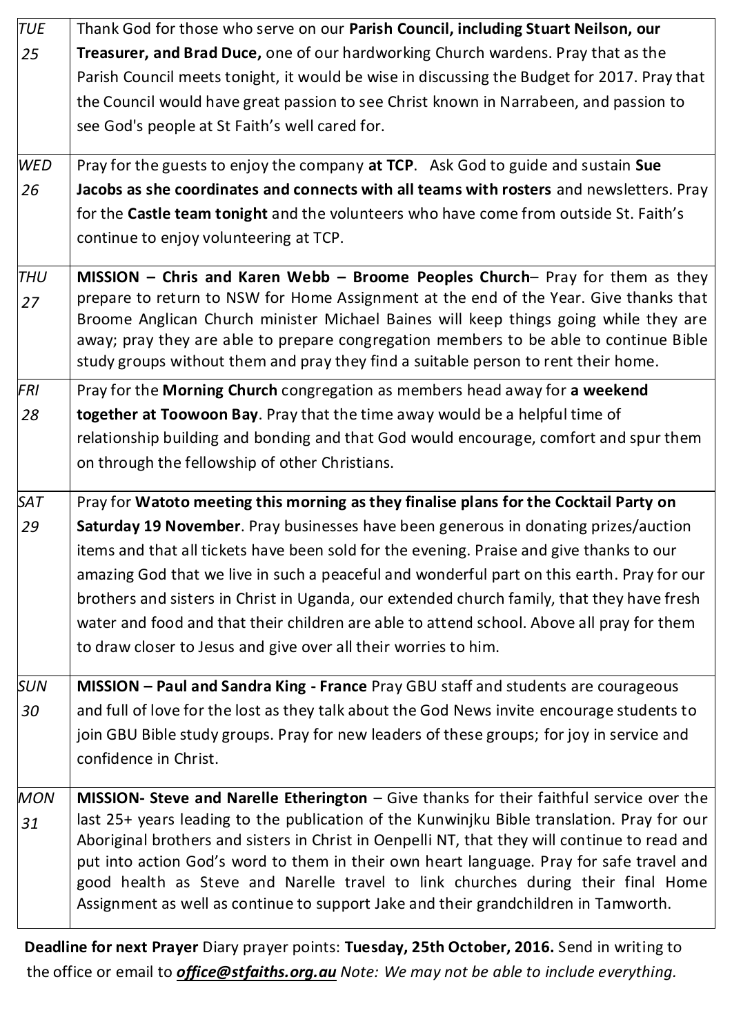| | |
|---|---|
| *TUE 25* | Thank God for those who serve on our **Parish Council, including Stuart Neilson, our Treasurer, and Brad Duce,** one of our hardworking Church wardens. Pray that as the Parish Council meets tonight, it would be wise in discussing the Budget for 2017. Pray that the Council would have great passion to see Christ known in Narrabeen, and passion to see God's people at St Faith's well cared for. |
| *WED 26* | Pray for the guests to enjoy the company **at TCP**. Ask God to guide and sustain **Sue Jacobs as she coordinates and connects with all teams with rosters** and newsletters. Pray for the **Castle team tonight** and the volunteers who have come from outside St. Faith's continue to enjoy volunteering at TCP. |
| *THU 27* | **MISSION – Chris and Karen Webb – Broome Peoples Church**– Pray for them as they prepare to return to NSW for Home Assignment at the end of the Year. Give thanks that Broome Anglican Church minister Michael Baines will keep things going while they are away; pray they are able to prepare congregation members to be able to continue Bible study groups without them and pray they find a suitable person to rent their home. |
| *FRI 28* | Pray for the **Morning Church** congregation as members head away for **a weekend together at Toowoon Bay**. Pray that the time away would be a helpful time of relationship building and bonding and that God would encourage, comfort and spur them on through the fellowship of other Christians. |
| *SAT 29* | Pray for **Watoto meeting this morning as they finalise plans for the Cocktail Party on Saturday 19 November**. Pray businesses have been generous in donating prizes/auction items and that all tickets have been sold for the evening. Praise and give thanks to our amazing God that we live in such a peaceful and wonderful part on this earth. Pray for our brothers and sisters in Christ in Uganda, our extended church family, that they have fresh water and food and that their children are able to attend school. Above all pray for them to draw closer to Jesus and give over all their worries to him. |
| *SUN 30* | **MISSION – Paul and Sandra King - France** Pray GBU staff and students are courageous and full of love for the lost as they talk about the God News invite encourage students to join GBU Bible study groups. Pray for new leaders of these groups; for joy in service and confidence in Christ. |
| *MON 31* | **MISSION- Steve and Narelle Etherington** – Give thanks for their faithful service over the last 25+ years leading to the publication of the Kunwinjku Bible translation. Pray for our Aboriginal brothers and sisters in Christ in Oenpelli NT, that they will continue to read and put into action God's word to them in their own heart language. Pray for safe travel and good health as Steve and Narelle travel to link churches during their final Home Assignment as well as continue to support Jake and their grandchildren in Tamworth. |

**Deadline for next Prayer** Diary prayer points: **Tuesday, 25th October, 2016.** Send in writing to the office or email to ***office@stfaiths.org.au*** *Note: We may not be able to include everything.*